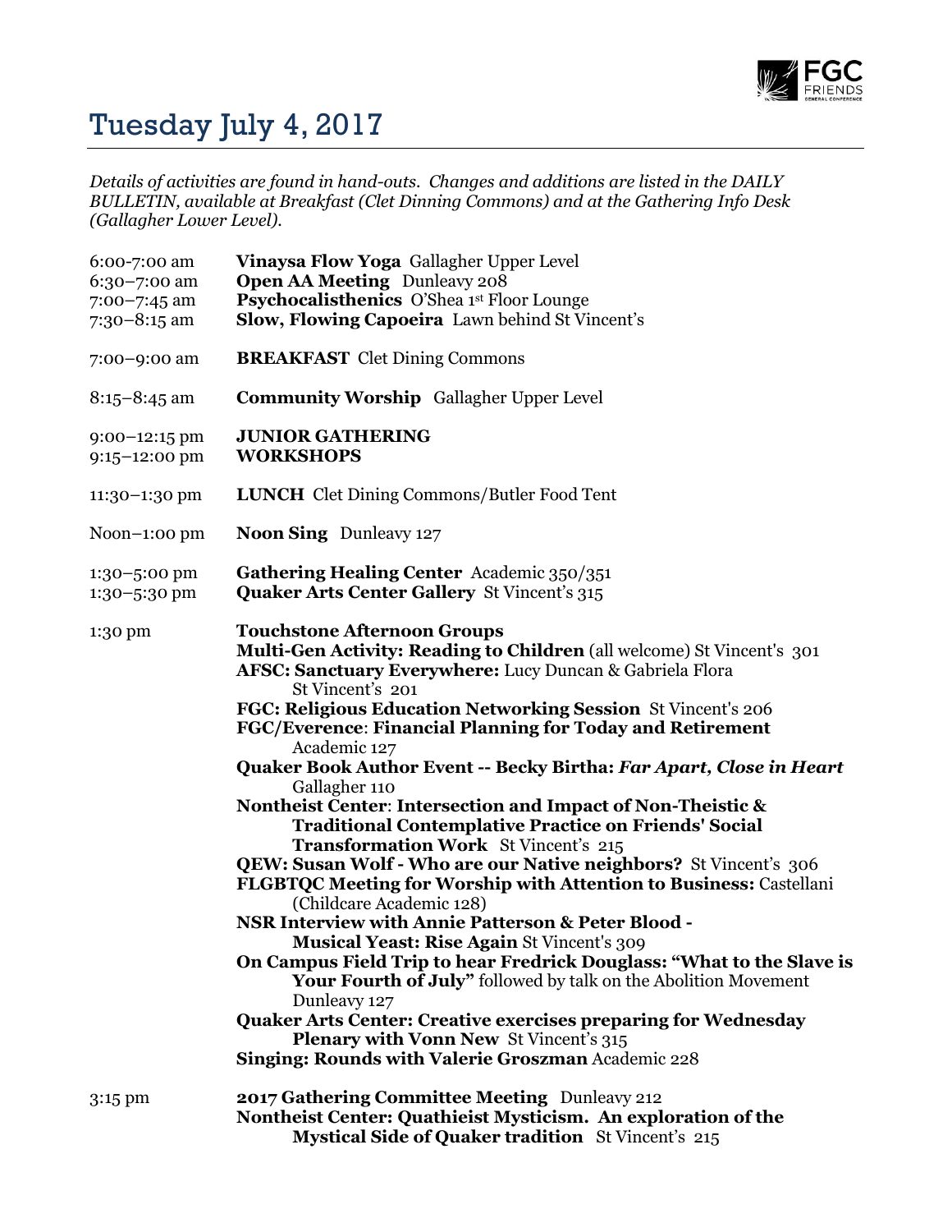# Tuesday July 4, 2017

*Details of activities are found in hand-outs. Changes and additions are listed in the DAILY BULLETIN, available at Breakfast (Clet Dinning Commons) and at the Gathering Info Desk (Gallagher Lower Level).*

6:00-7:00 am **Vinaysa Flow Yoga** Gallagher Upper Level
6:30–7:00 am **Open AA Meeting** Dunleavy 208
7:00–7:45 am **Psychocalisthenics** O'Shea 1st Floor Lounge
7:30–8:15 am **Slow, Flowing Capoeira** Lawn behind St Vincent's

7:00–9:00 am **BREAKFAST** Clet Dining Commons

8:15–8:45 am **Community Worship** Gallagher Upper Level

9:00–12:15 pm **JUNIOR GATHERING**
9:15–12:00 pm **WORKSHOPS**

11:30–1:30 pm **LUNCH** Clet Dining Commons/Butler Food Tent

Noon–1:00 pm **Noon Sing** Dunleavy 127

1:30–5:00 pm **Gathering Healing Center** Academic 350/351
1:30–5:30 pm **Quaker Arts Center Gallery** St Vincent's 315

1:30 pm **Touchstone Afternoon Groups**

- **Multi-Gen Activity: Reading to Children** (all welcome) St Vincent's 301
- **AFSC: Sanctuary Everywhere:** Lucy Duncan & Gabriela Flora St Vincent's 201
- **FGC: Religious Education Networking Session** St Vincent's 206
- **FGC/Everence: Financial Planning for Today and Retirement** Academic 127
- **Quaker Book Author Event -- Becky Birtha: *Far Apart, Close in Heart*** Gallagher 110
- **Nontheist Center: Intersection and Impact of Non-Theistic & Traditional Contemplative Practice on Friends' Social Transformation Work** St Vincent's 215
- **QEW: Susan Wolf - Who are our Native neighbors?** St Vincent's 306
- **FLGBTQC Meeting for Worship with Attention to Business:** Castellani (Childcare Academic 128)
- **NSR Interview with Annie Patterson & Peter Blood - Musical Yeast: Rise Again** St Vincent's 309
- **On Campus Field Trip to hear Fredrick Douglass: "What to the Slave is Your Fourth of July"** followed by talk on the Abolition Movement Dunleavy 127
- **Quaker Arts Center: Creative exercises preparing for Wednesday Plenary with Vonn New** St Vincent's 315
- **Singing: Rounds with Valerie Groszman** Academic 228

3:15 pm

- **2017 Gathering Committee Meeting** Dunleavy 212
- **Nontheist Center: Quathieist Mysticism. An exploration of the Mystical Side of Quaker tradition** St Vincent's 215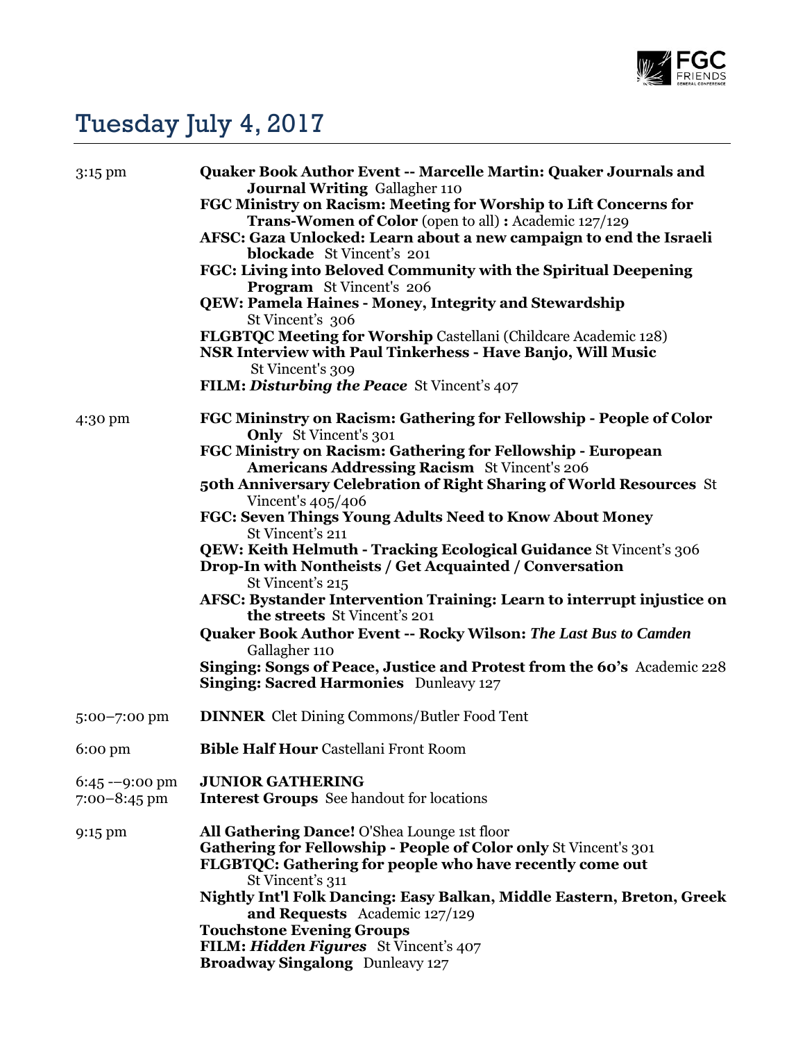# Tuesday July 4, 2017

| | |
|---|---|
| 3:15 pm | **Quaker Book Author Event -- Marcelle Martin: Quaker Journals and Journal Writing** Gallagher 110 |
| | **FGC Ministry on Racism: Meeting for Worship to Lift Concerns for Trans-Women of Color** (open to all) **:** Academic 127/129 |
| | **AFSC: Gaza Unlocked: Learn about a new campaign to end the Israeli blockade** St Vincent's 201 |
| | **FGC: Living into Beloved Community with the Spiritual Deepening Program** St Vincent's 206 |
| | **QEW: Pamela Haines - Money, Integrity and Stewardship** St Vincent's 306 |
| | **FLGBTQC Meeting for Worship** Castellani (Childcare Academic 128) |
| | **NSR Interview with Paul Tinkerhess - Have Banjo, Will Music** St Vincent's 309 |
| | **FILM: *Disturbing the Peace*** St Vincent's 407 |
| 4:30 pm | **FGC Mininstry on Racism: Gathering for Fellowship - People of Color Only** St Vincent's 301 |
| | **FGC Ministry on Racism: Gathering for Fellowship - European Americans Addressing Racism** St Vincent's 206 |
| | **50th Anniversary Celebration of Right Sharing of World Resources** St Vincent's 405/406 |
| | **FGC: Seven Things Young Adults Need to Know About Money** St Vincent's 211 |
| | **QEW: Keith Helmuth - Tracking Ecological Guidance** St Vincent's 306 |
| | **Drop-In with Nontheists / Get Acquainted / Conversation** St Vincent's 215 |
| | **AFSC: Bystander Intervention Training: Learn to interrupt injustice on the streets** St Vincent's 201 |
| | **Quaker Book Author Event -- Rocky Wilson: *The Last Bus to Camden*** Gallagher 110 |
| | **Singing: Songs of Peace, Justice and Protest from the 60's** Academic 228 |
| | **Singing: Sacred Harmonies** Dunleavy 127 |
| 5:00–7:00 pm | **DINNER** Clet Dining Commons/Butler Food Tent |
| 6:00 pm | **Bible Half Hour** Castellani Front Room |
| 6:45 -–9:00 pm | **JUNIOR GATHERING** |
| 7:00–8:45 pm | **Interest Groups** See handout for locations |
| 9:15 pm | **All Gathering Dance!** O'Shea Lounge 1st floor |
| | **Gathering for Fellowship - People of Color only** St Vincent's 301 |
| | **FLGBTQC: Gathering for people who have recently come out** St Vincent's 311 |
| | **Nightly Int'l Folk Dancing: Easy Balkan, Middle Eastern, Breton, Greek and Requests** Academic 127/129 |
| | **Touchstone Evening Groups** |
| | **FILM: *Hidden Figures*** St Vincent's 407 |
| | **Broadway Singalong** Dunleavy 127 |